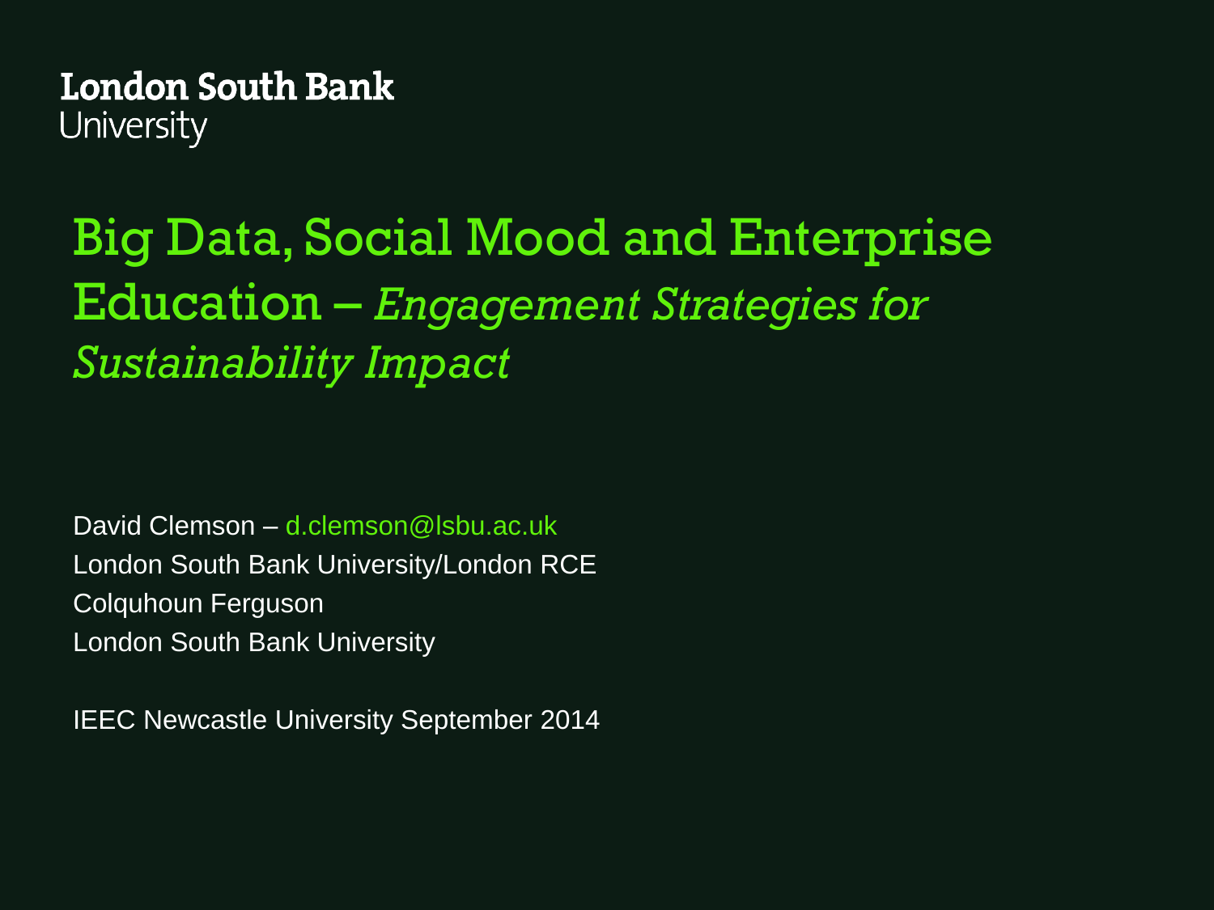London South Bank
University

# Big Data, Social Mood and Enterprise Education – *Engagement Strategies for Sustainability Impact*

David Clemson – d.clemson@lsbu.ac.uk
London South Bank University/London RCE
Colquhoun Ferguson
London South Bank University

IEEC Newcastle University September 2014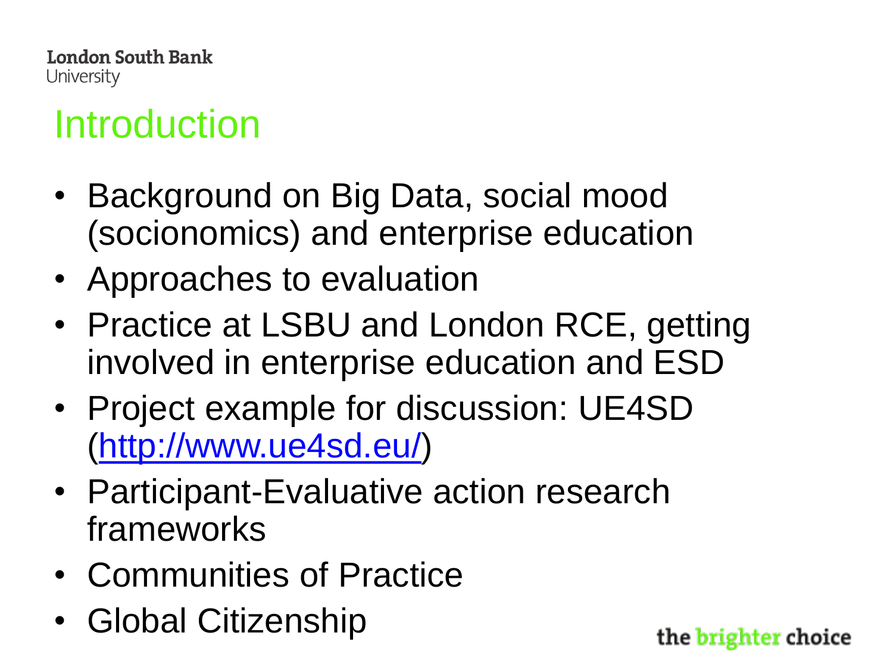# Introduction

- Background on Big Data, social mood (socionomics) and enterprise education
- Approaches to evaluation
- Practice at LSBU and London RCE, getting involved in enterprise education and ESD
- Project example for discussion: UE4SD (http://www.ue4sd.eu/)
- Participant-Evaluative action research frameworks
- Communities of Practice
- Global Citizenship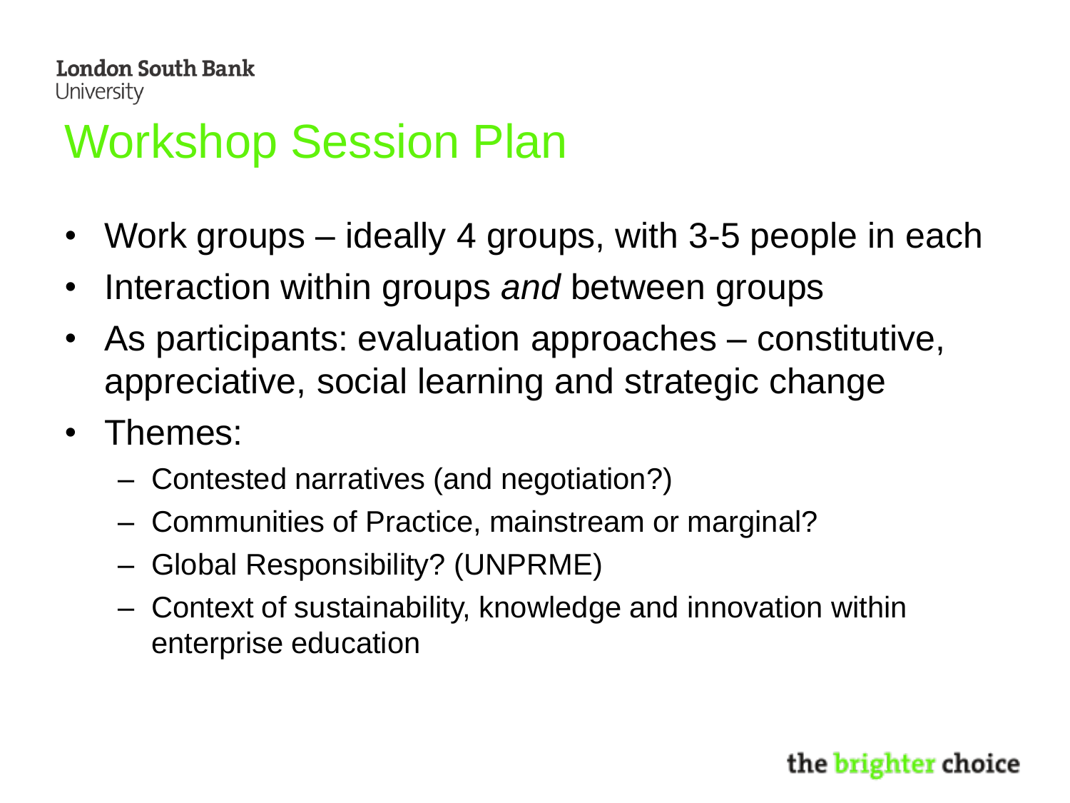# Workshop Session Plan

- Work groups – ideally 4 groups, with 3-5 people in each
- Interaction within groups *and* between groups
- As participants: evaluation approaches – constitutive, appreciative, social learning and strategic change
- Themes:
  - Contested narratives (and negotiation?)
  - Communities of Practice, mainstream or marginal?
  - Global Responsibility? (UNPRME)
  - Context of sustainability, knowledge and innovation within enterprise education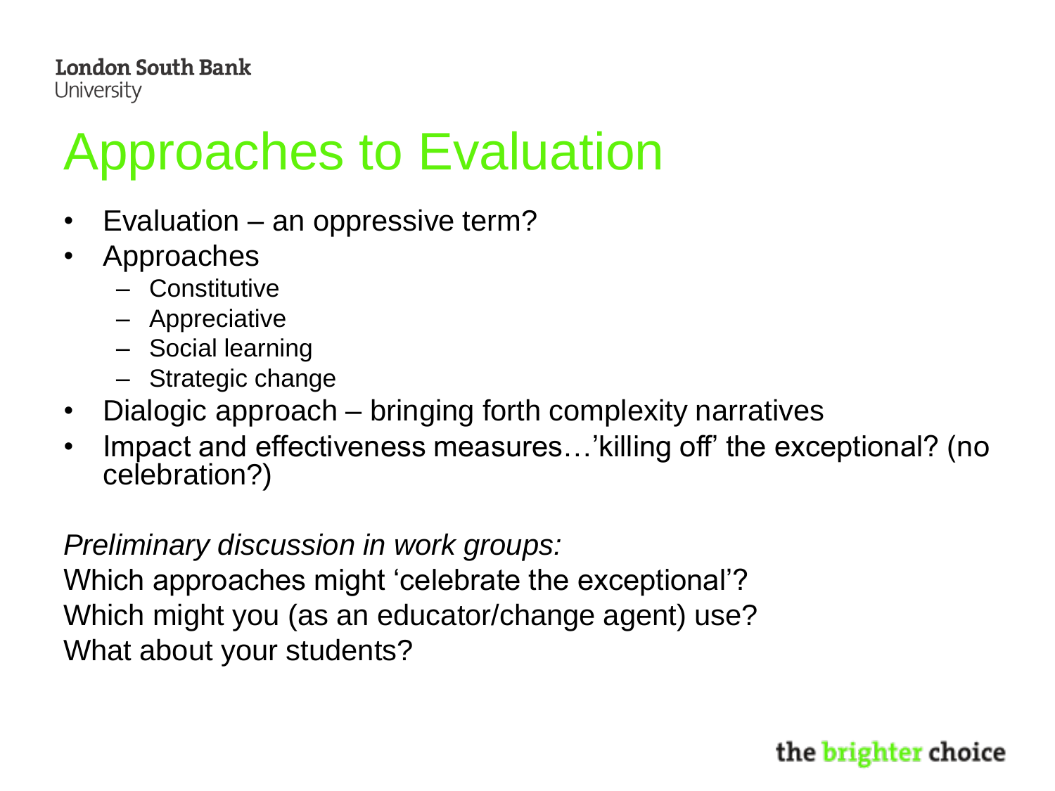# Approaches to Evaluation

- Evaluation – an oppressive term?
- Approaches
  - Constitutive
  - Appreciative
  - Social learning
  - Strategic change
- Dialogic approach – bringing forth complexity narratives
- Impact and effectiveness measures…'killing off' the exceptional? (no celebration?)

*Preliminary discussion in work groups:*

Which approaches might 'celebrate the exceptional'?
Which might you (as an educator/change agent) use?
What about your students?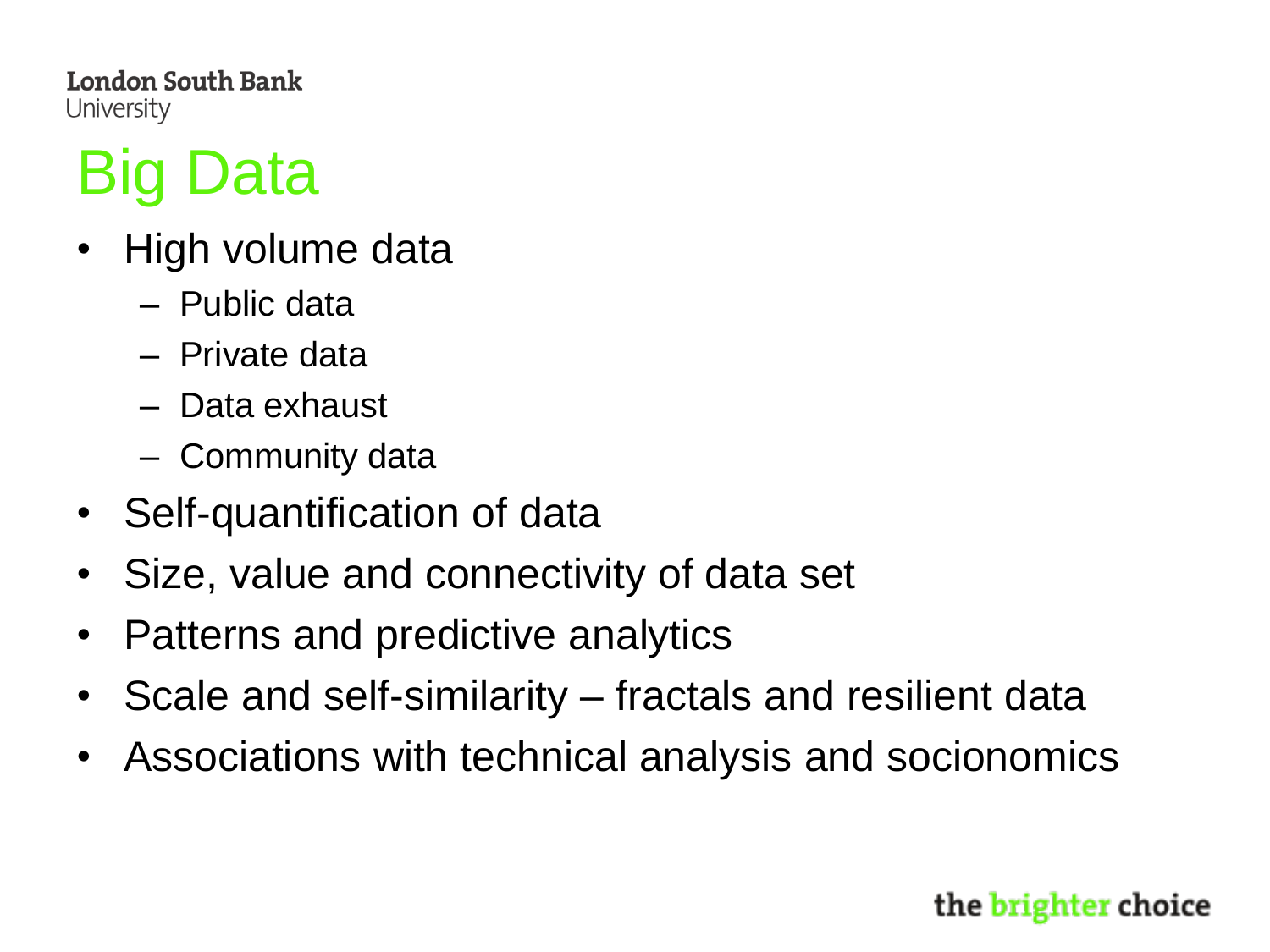# Big Data

- High volume data
  - Public data
  - Private data
  - Data exhaust
  - Community data
- Self-quantification of data
- Size, value and connectivity of data set
- Patterns and predictive analytics
- Scale and self-similarity – fractals and resilient data
- Associations with technical analysis and socionomics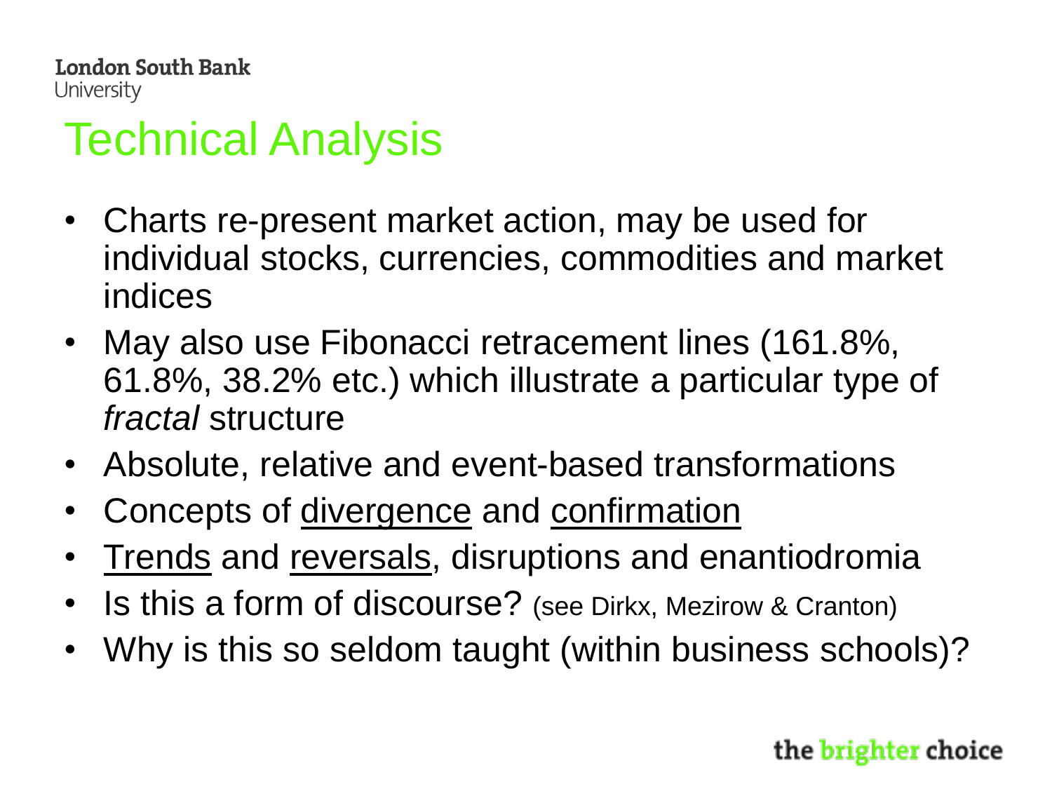# Technical Analysis

- Charts re-present market action, may be used for individual stocks, currencies, commodities and market indices
- May also use Fibonacci retracement lines (161.8%, 61.8%, 38.2% etc.) which illustrate a particular type of *fractal* structure
- Absolute, relative and event-based transformations
- Concepts of <u>divergence</u> and <u>confirmation</u>
- <u>Trends</u> and <u>reversals</u>, disruptions and enantiodromia
- Is this a form of discourse? (see Dirkx, Mezirow & Cranton)
- Why is this so seldom taught (within business schools)?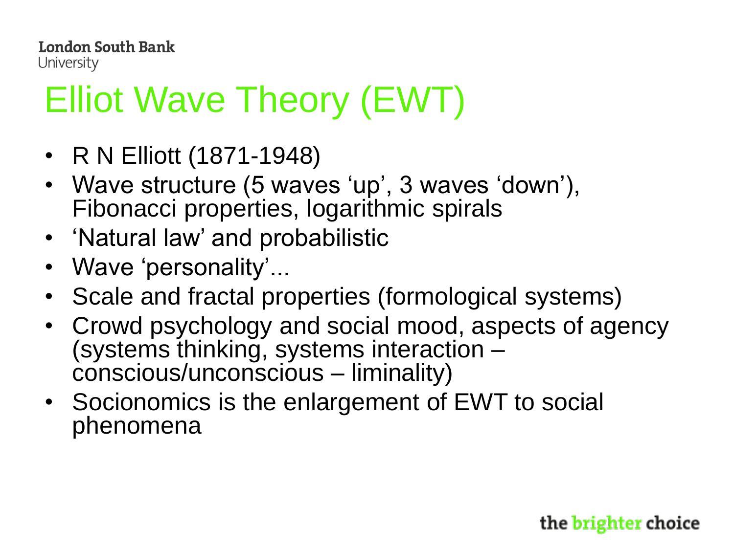# Elliot Wave Theory (EWT)

- R N Elliott (1871-1948)
- Wave structure (5 waves ‘up’, 3 waves ‘down’), Fibonacci properties, logarithmic spirals
- ‘Natural law’ and probabilistic
- Wave ‘personality’...
- Scale and fractal properties (formological systems)
- Crowd psychology and social mood, aspects of agency (systems thinking, systems interaction – conscious/unconscious – liminality)
- Socionomics is the enlargement of EWT to social phenomena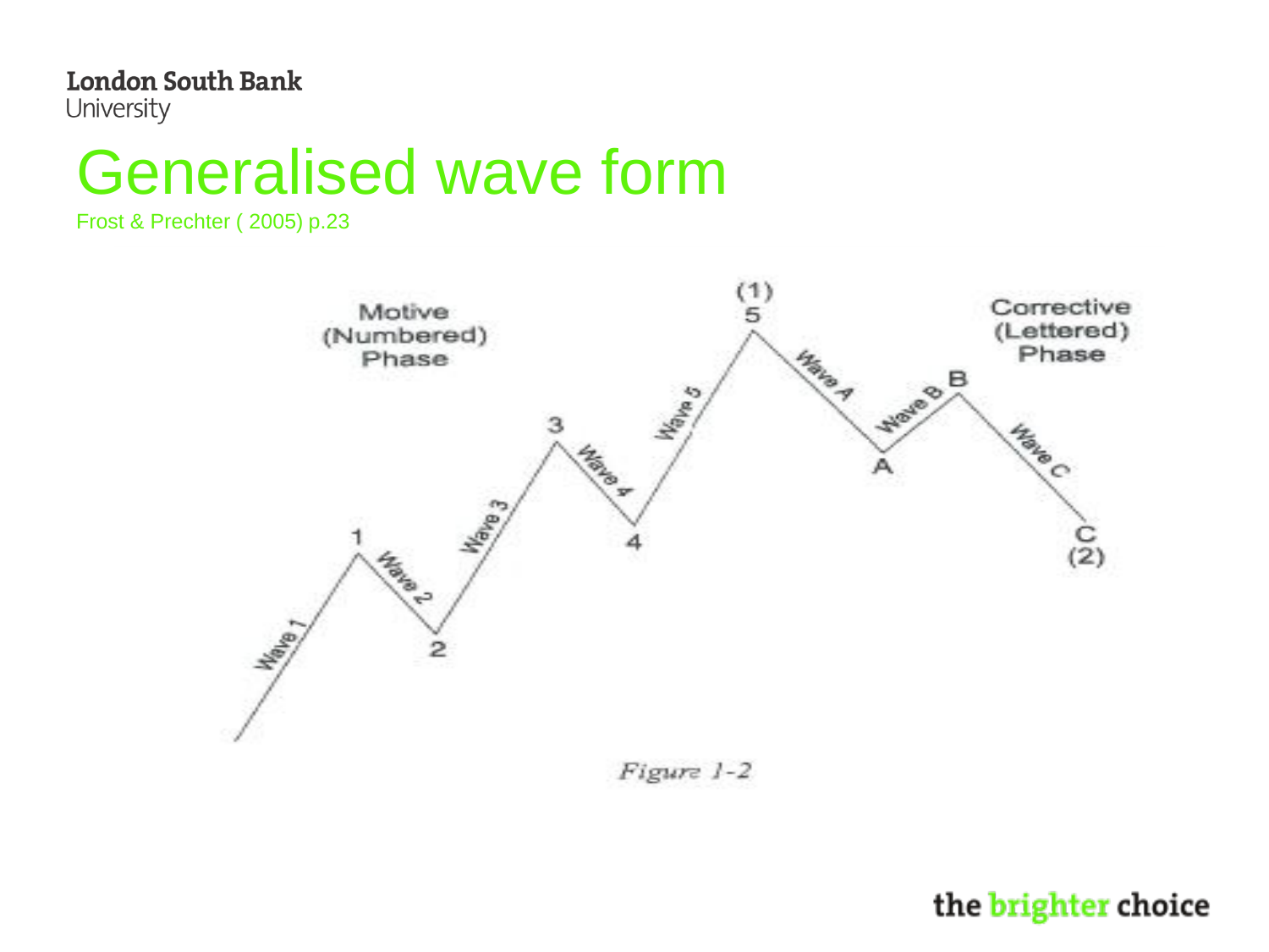# Generalised wave form

Frost & Prechter ( 2005) p.23

Motive (Numbered) Phase

Corrective (Lettered) Phase

Wave 1, Wave 2, Wave 3, Wave 4, Wave 5, Wave A, Wave B, Wave C

1, 2, 3, 4, 5 (1), A, B, C (2)

*Figure 1-2*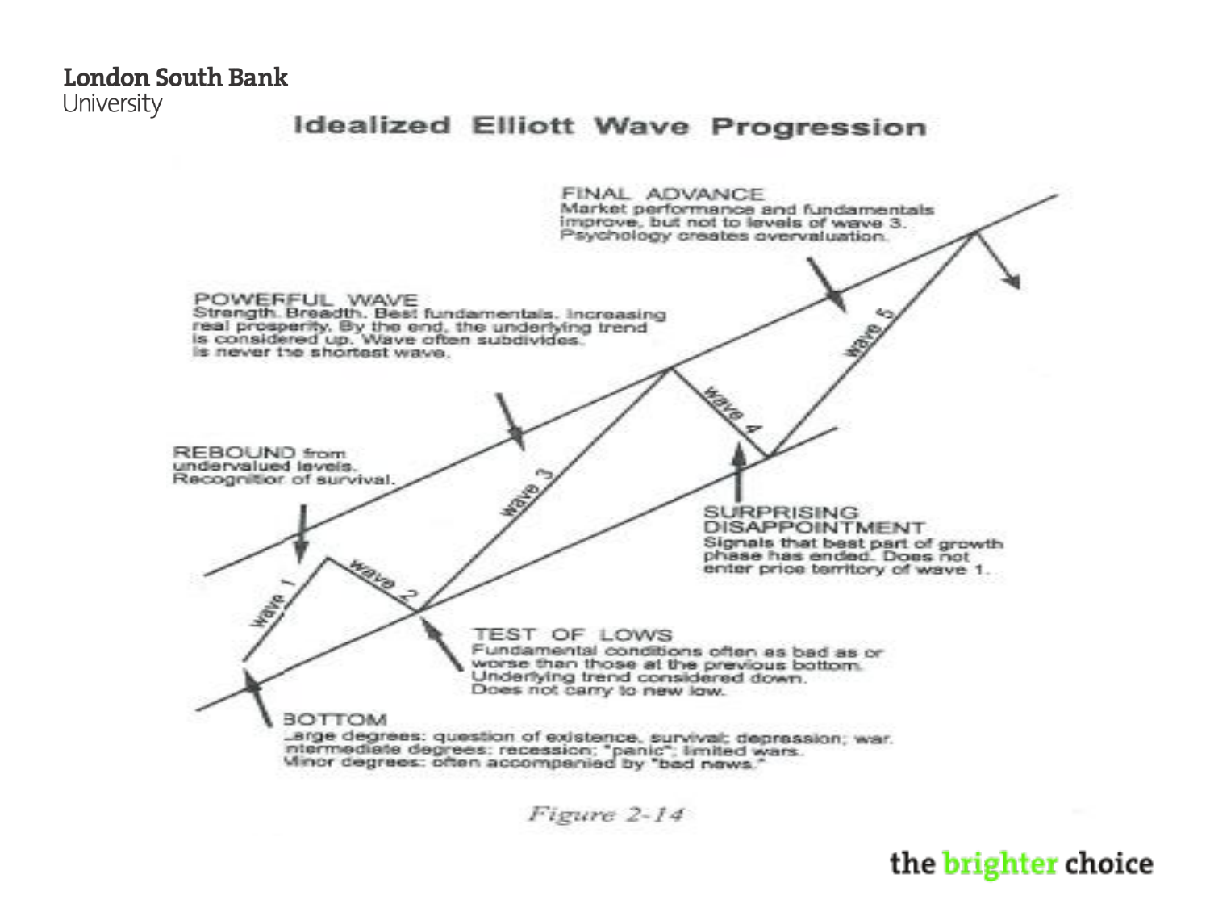# Idealized Elliott Wave Progression

FINAL ADVANCE
Market performance and fundamentals improve, but not to levels of wave 3. Psychology creates overvaluation.

POWERFUL WAVE
Strength. Breadth. Best fundamentals. Increasing real prosperity. By the end, the underlying trend is considered up. Wave often subdivides. Is never the shortest wave.

REBOUND from undervalued levels. Recognition of survival.

SURPRISING DISAPPOINTMENT
Signals that best part of growth phase has ended. Does not enter price territory of wave 1.

TEST OF LOWS
Fundamental conditions often as bad as or worse than those at the previous bottom. Underlying trend considered down. Does not carry to new low.

BOTTOM
Large degrees: question of existence, survival; depression; war.
Intermediate degrees: recession; "panic"; limited wars.
Minor degrees: often accompanied by "bad news."

wave 1
wave 2
wave 3
wave 4
wave 5

*Figure 2-14*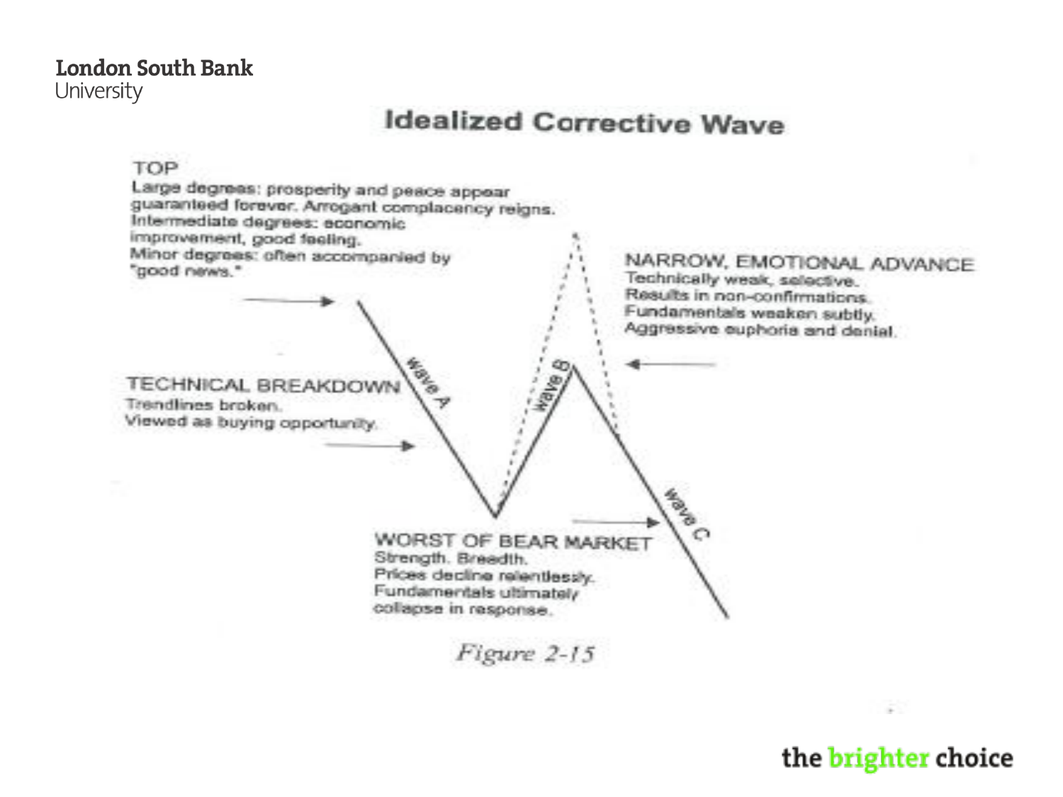# Idealized Corrective Wave

**TOP**
Large degrees: prosperity and peace appear guaranteed forever. Arrogant complacency reigns.
Intermediate degrees: economic improvement, good feeling.
Minor degrees: often accompanied by "good news."

**TECHNICAL BREAKDOWN**
Trendlines broken.
Viewed as buying opportunity.

**NARROW, EMOTIONAL ADVANCE**
Technically weak, selective.
Results in non-confirmations.
Fundamentals weaken subtly.
Aggressive euphoria and denial.

**WORST OF BEAR MARKET**
Strength. Breadth.
Prices decline relentlessly.
Fundamentals ultimately collapse in response.

wave A

wave B

wave C

*Figure 2-15*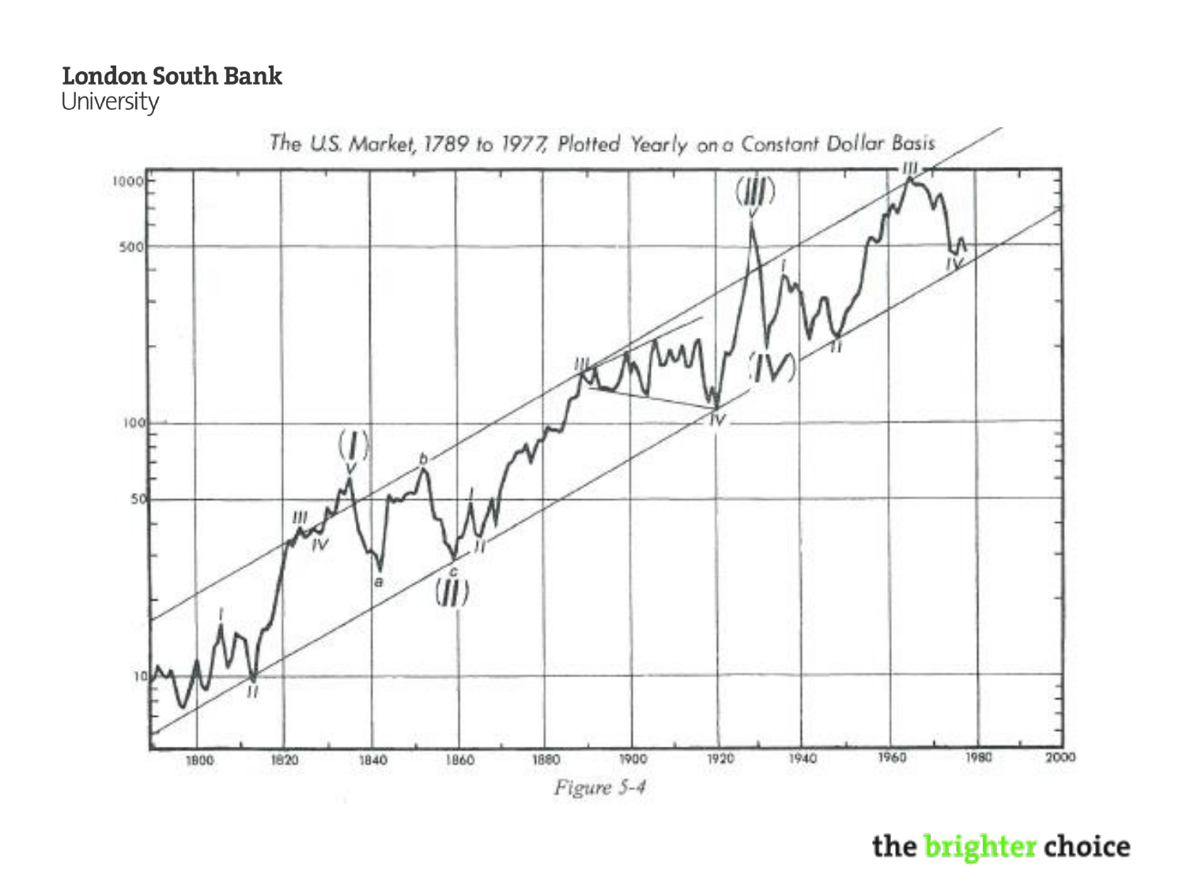The U.S. Market, 1789 to 1977, Plotted Yearly on a Constant Dollar Basis

Figure 5-4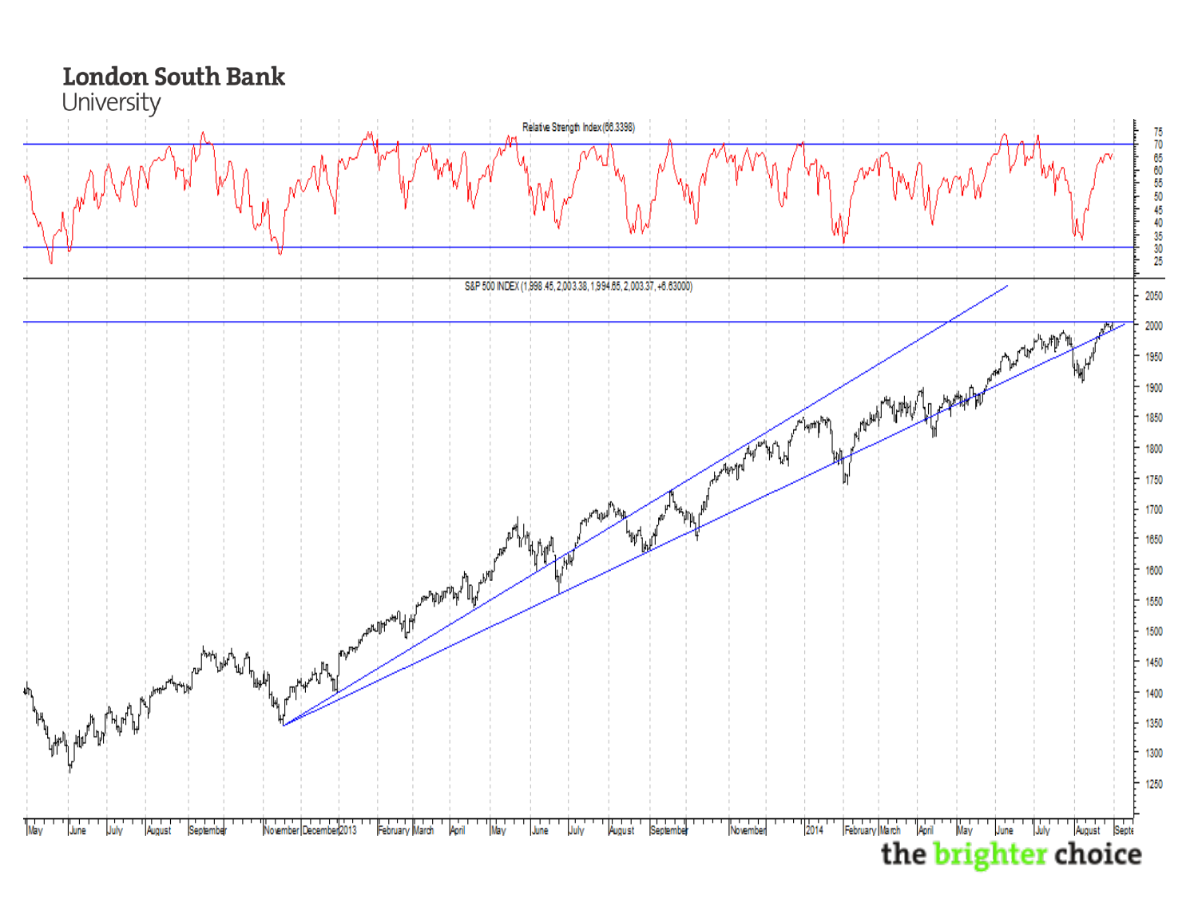Relative Strength Index(66.3398)

S&P 500 INDEX (1,998.45, 2,003.38, 1,994.65, 2,003.37, +6.63000)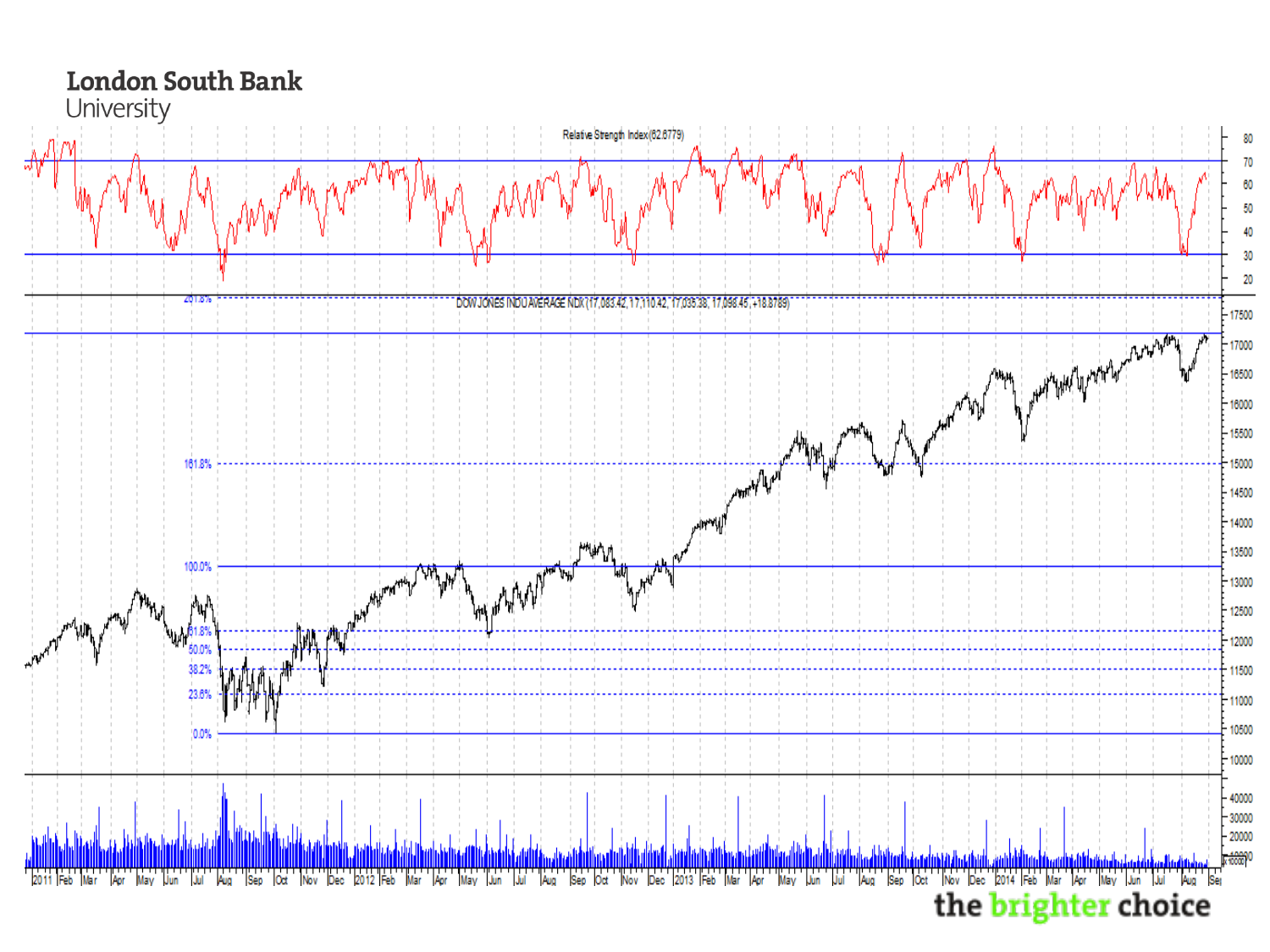London South Bank University

Relative Strength Index(62.6779)

DOW JONES INDU AVERAGE NDX(17,083.42, 17,110.42, 17,035.38, 17,098.45, +18.8789)

the brighter choice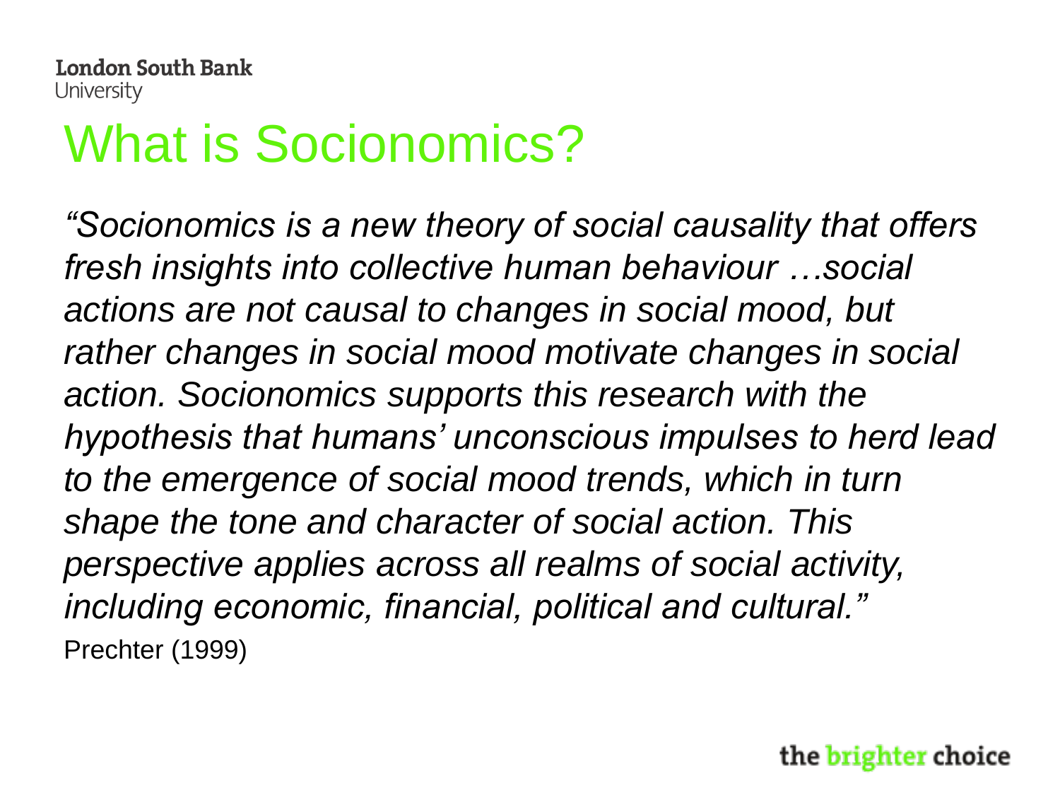# What is Socionomics?

*"Socionomics is a new theory of social causality that offers fresh insights into collective human behaviour …social actions are not causal to changes in social mood, but rather changes in social mood motivate changes in social action. Socionomics supports this research with the hypothesis that humans' unconscious impulses to herd lead to the emergence of social mood trends, which in turn shape the tone and character of social action. This perspective applies across all realms of social activity, including economic, financial, political and cultural."*

Prechter (1999)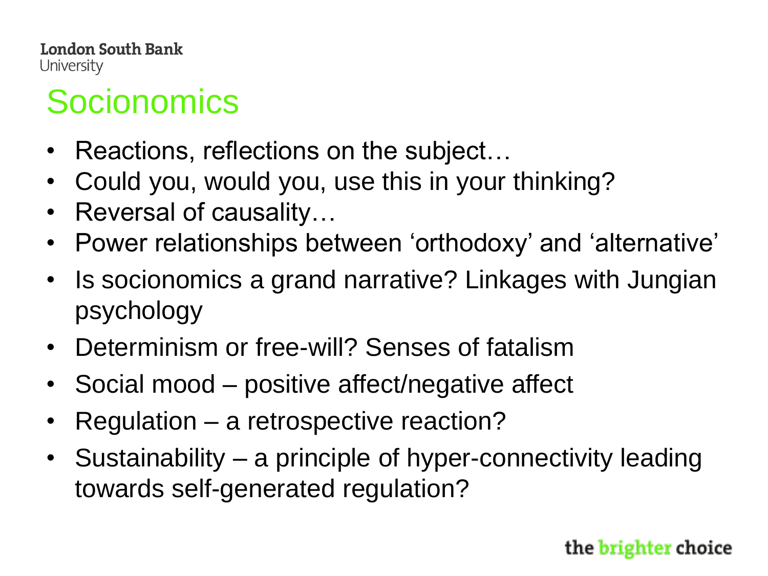# Socionomics

- Reactions, reflections on the subject…
- Could you, would you, use this in your thinking?
- Reversal of causality…
- Power relationships between 'orthodoxy' and 'alternative'
- Is socionomics a grand narrative? Linkages with Jungian psychology
- Determinism or free-will? Senses of fatalism
- Social mood – positive affect/negative affect
- Regulation – a retrospective reaction?
- Sustainability – a principle of hyper-connectivity leading towards self-generated regulation?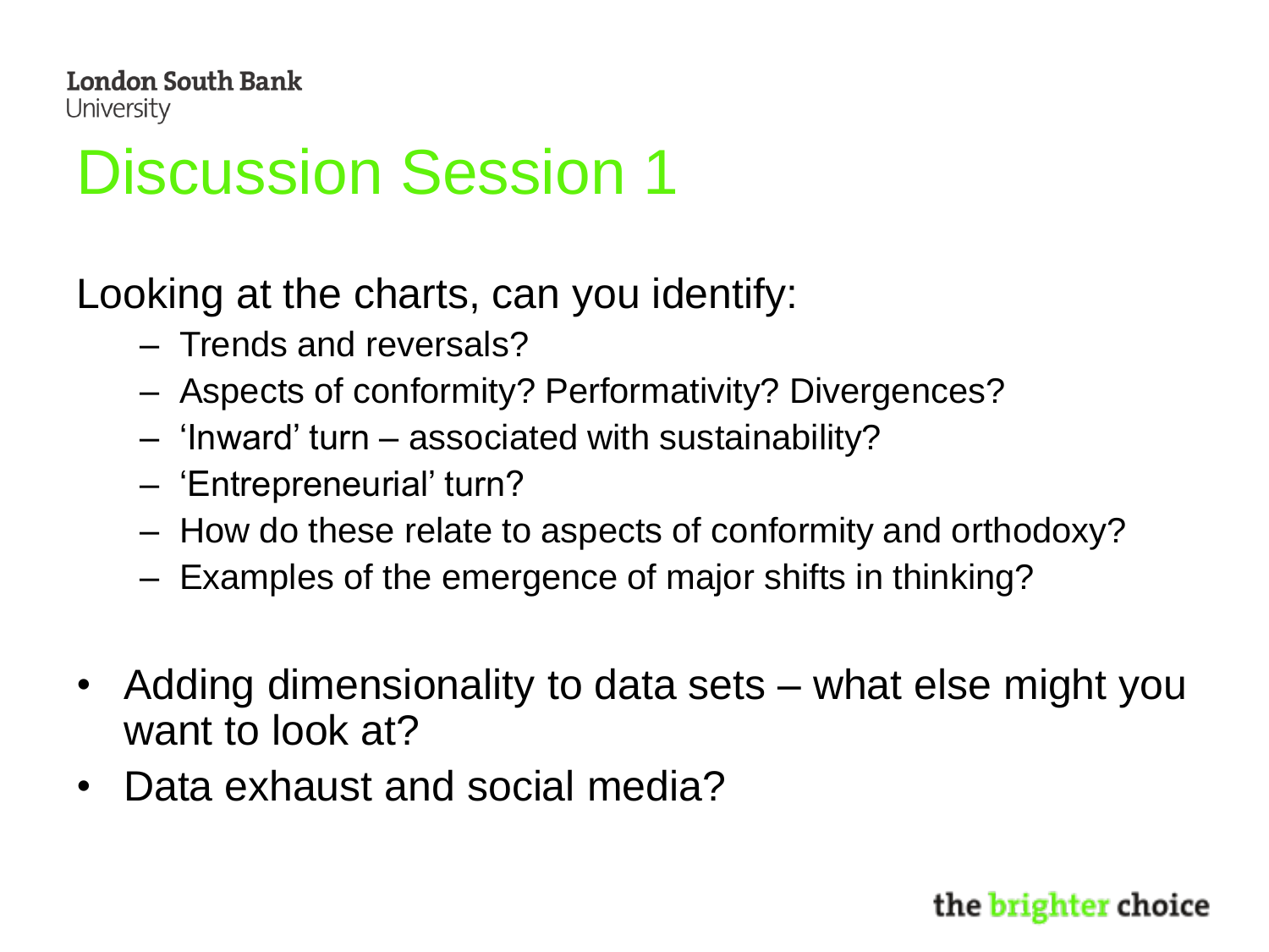# Discussion Session 1

Looking at the charts, can you identify:

- Trends and reversals?
- Aspects of conformity? Performativity? Divergences?
- 'Inward' turn – associated with sustainability?
- 'Entrepreneurial' turn?
- How do these relate to aspects of conformity and orthodoxy?
- Examples of the emergence of major shifts in thinking?

- Adding dimensionality to data sets – what else might you want to look at?
- Data exhaust and social media?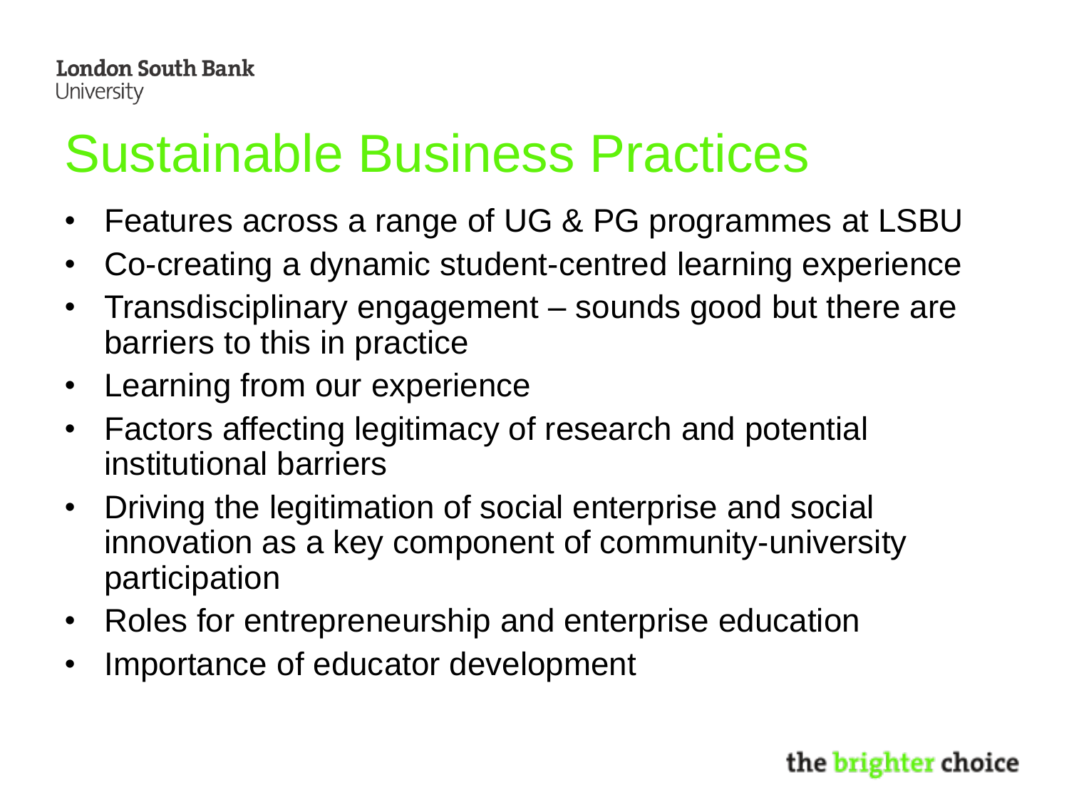# Sustainable Business Practices

- Features across a range of UG & PG programmes at LSBU
- Co-creating a dynamic student-centred learning experience
- Transdisciplinary engagement – sounds good but there are barriers to this in practice
- Learning from our experience
- Factors affecting legitimacy of research and potential institutional barriers
- Driving the legitimation of social enterprise and social innovation as a key component of community-university participation
- Roles for entrepreneurship and enterprise education
- Importance of educator development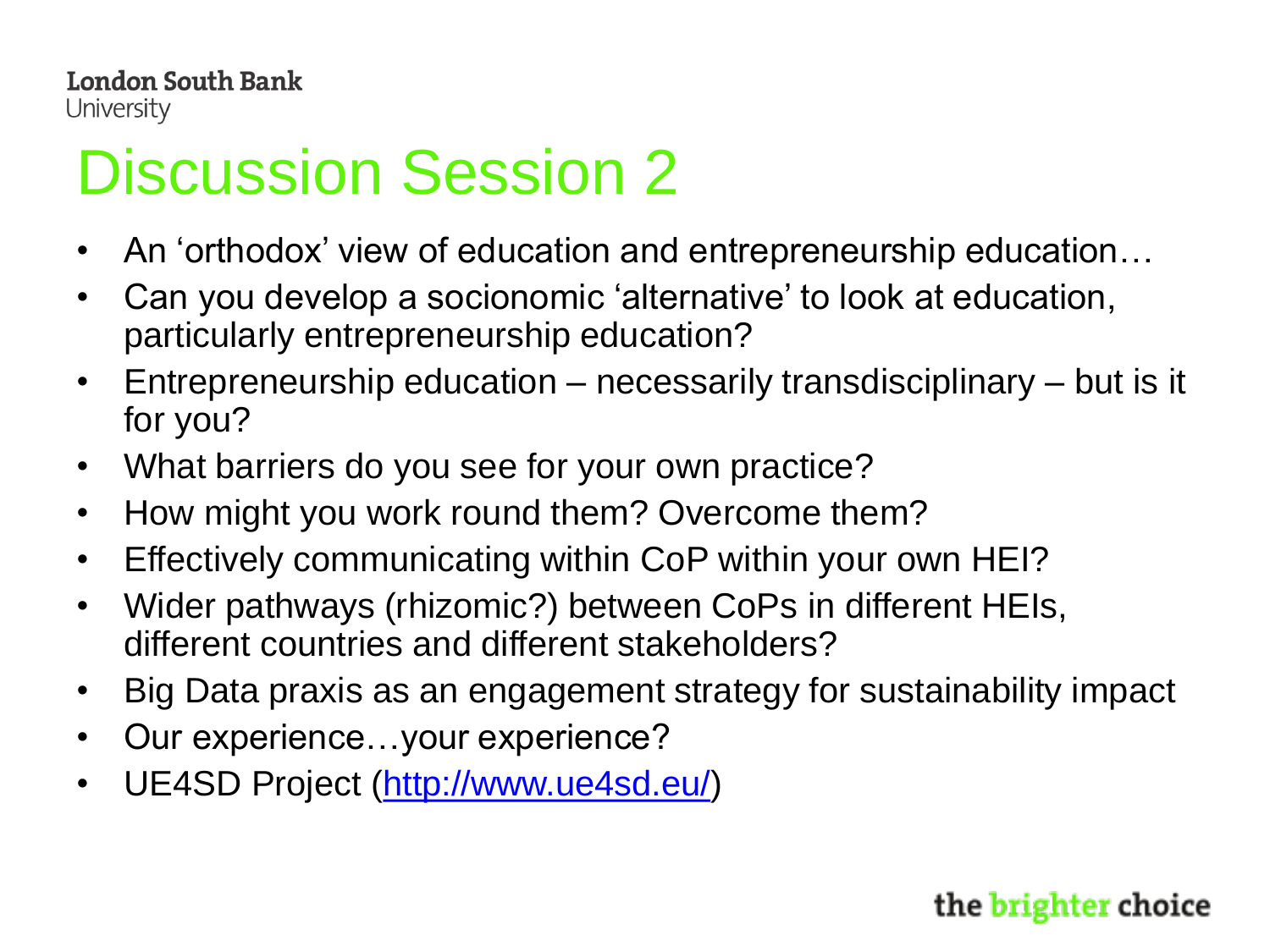# Discussion Session 2

- An 'orthodox' view of education and entrepreneurship education…
- Can you develop a socionomic 'alternative' to look at education, particularly entrepreneurship education?
- Entrepreneurship education – necessarily transdisciplinary – but is it for you?
- What barriers do you see for your own practice?
- How might you work round them? Overcome them?
- Effectively communicating within CoP within your own HEI?
- Wider pathways (rhizomic?) between CoPs in different HEIs, different countries and different stakeholders?
- Big Data praxis as an engagement strategy for sustainability impact
- Our experience…your experience?
- UE4SD Project ([http://www.ue4sd.eu/](http://www.ue4sd.eu/))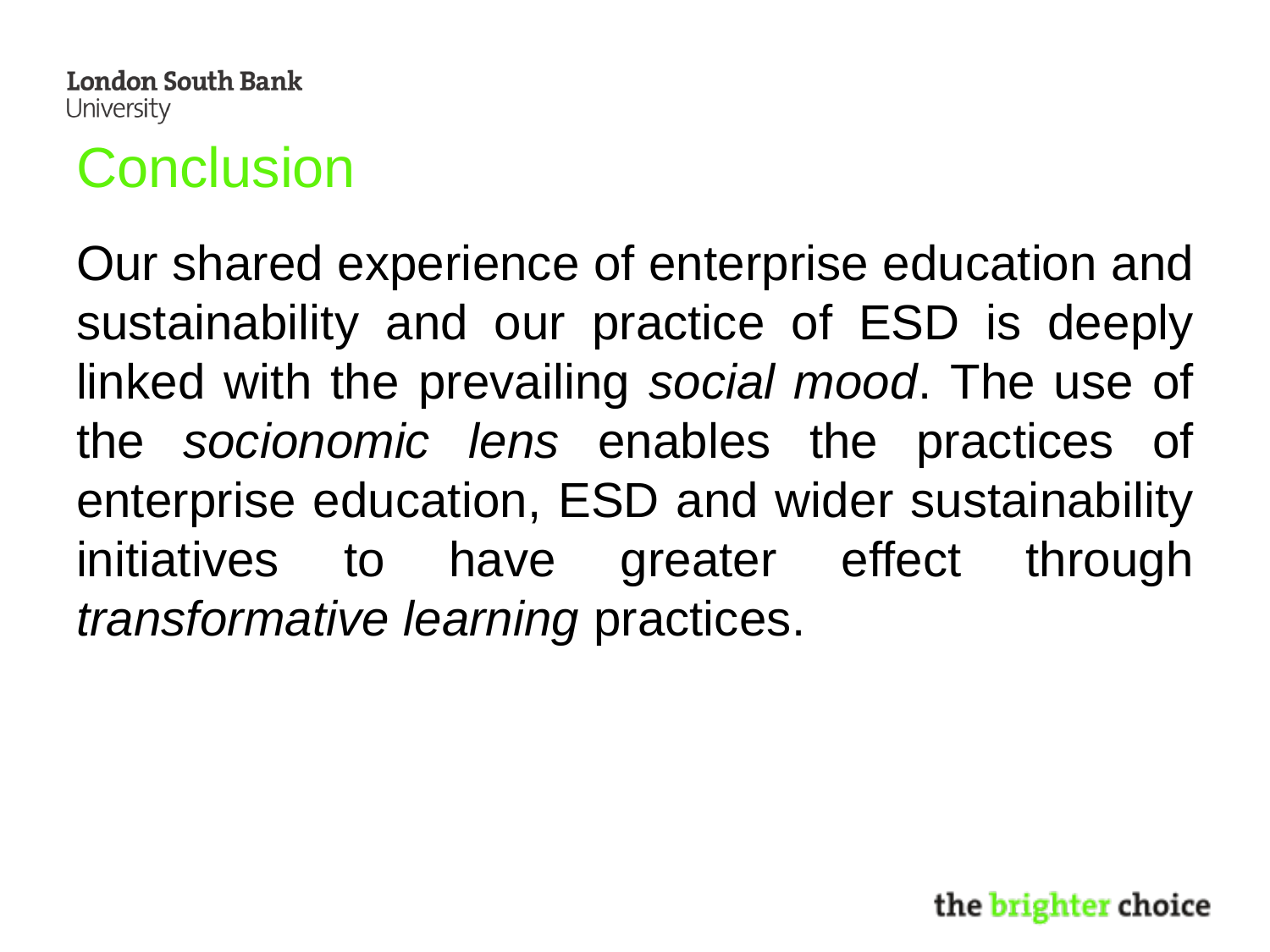# Conclusion

Our shared experience of enterprise education and sustainability and our practice of ESD is deeply linked with the prevailing *social mood*. The use of the *socionomic lens* enables the practices of enterprise education, ESD and wider sustainability initiatives to have greater effect through *transformative learning* practices.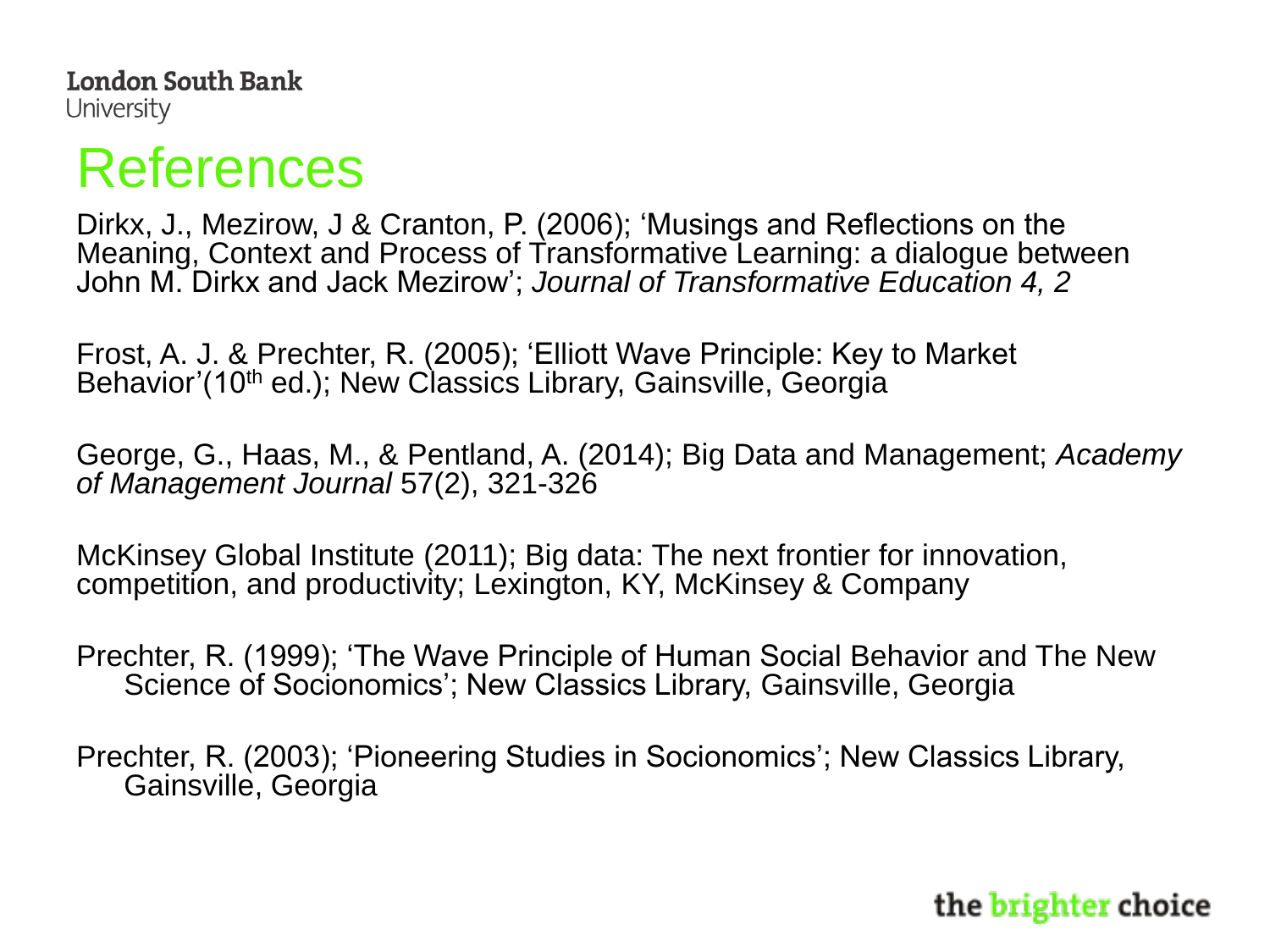# References

Dirkx, J., Mezirow, J & Cranton, P. (2006); 'Musings and Reflections on the Meaning, Context and Process of Transformative Learning: a dialogue between John M. Dirkx and Jack Mezirow'; *Journal of Transformative Education 4, 2*

Frost, A. J. & Prechter, R. (2005); 'Elliott Wave Principle: Key to Market Behavior'(10th ed.); New Classics Library, Gainsville, Georgia

George, G., Haas, M., & Pentland, A. (2014); Big Data and Management; *Academy of Management Journal* 57(2), 321-326

McKinsey Global Institute (2011); Big data: The next frontier for innovation, competition, and productivity; Lexington, KY, McKinsey & Company

Prechter, R. (1999); 'The Wave Principle of Human Social Behavior and The New Science of Socionomics'; New Classics Library, Gainsville, Georgia

Prechter, R. (2003); 'Pioneering Studies in Socionomics'; New Classics Library, Gainsville, Georgia